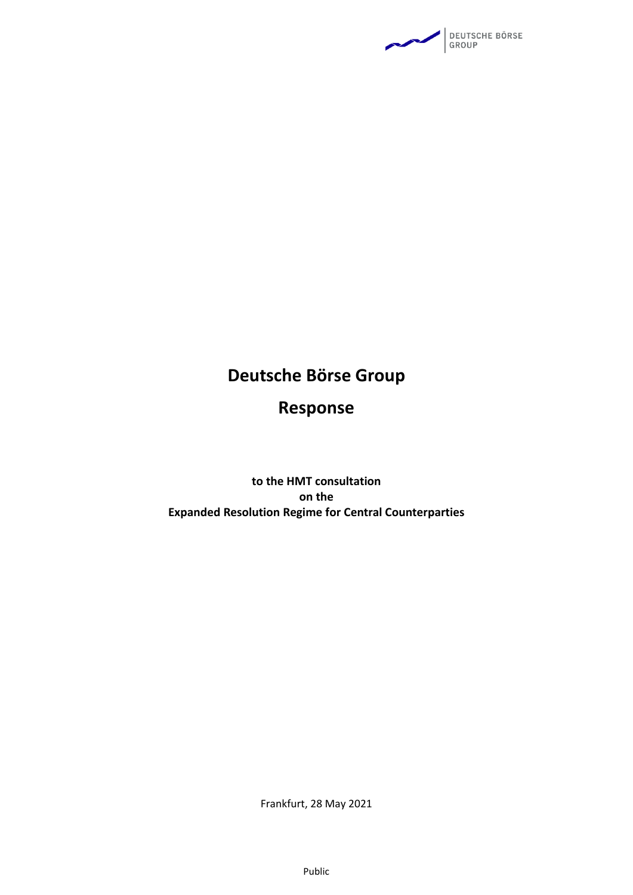# Deutsche Börse Group

# Response

**to the HMT consultation**
**on the**
**Expanded Resolution Regime for Central Counterparties**

Frankfurt, 28 May 2021

Public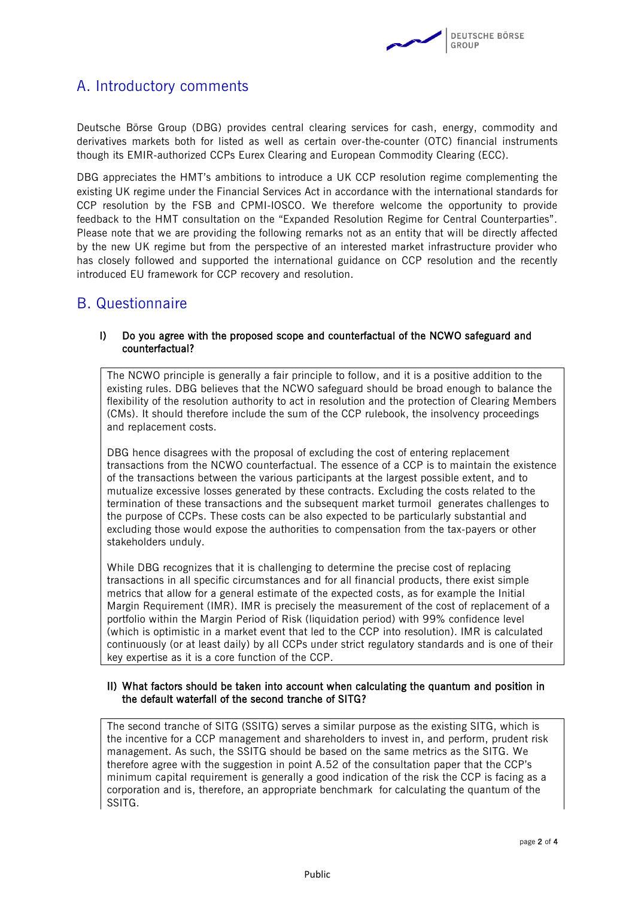## A. Introductory comments

Deutsche Börse Group (DBG) provides central clearing services for cash, energy, commodity and derivatives markets both for listed as well as certain over-the-counter (OTC) financial instruments though its EMIR-authorized CCPs Eurex Clearing and European Commodity Clearing (ECC).

DBG appreciates the HMT's ambitions to introduce a UK CCP resolution regime complementing the existing UK regime under the Financial Services Act in accordance with the international standards for CCP resolution by the FSB and CPMI-IOSCO. We therefore welcome the opportunity to provide feedback to the HMT consultation on the "Expanded Resolution Regime for Central Counterparties". Please note that we are providing the following remarks not as an entity that will be directly affected by the new UK regime but from the perspective of an interested market infrastructure provider who has closely followed and supported the international guidance on CCP resolution and the recently introduced EU framework for CCP recovery and resolution.

## B. Questionnaire

**I) Do you agree with the proposed scope and counterfactual of the NCWO safeguard and counterfactual?**

The NCWO principle is generally a fair principle to follow, and it is a positive addition to the existing rules. DBG believes that the NCWO safeguard should be broad enough to balance the flexibility of the resolution authority to act in resolution and the protection of Clearing Members (CMs). It should therefore include the sum of the CCP rulebook, the insolvency proceedings and replacement costs.

DBG hence disagrees with the proposal of excluding the cost of entering replacement transactions from the NCWO counterfactual. The essence of a CCP is to maintain the existence of the transactions between the various participants at the largest possible extent, and to mutualize excessive losses generated by these contracts. Excluding the costs related to the termination of these transactions and the subsequent market turmoil generates challenges to the purpose of CCPs. These costs can be also expected to be particularly substantial and excluding those would expose the authorities to compensation from the tax-payers or other stakeholders unduly.

While DBG recognizes that it is challenging to determine the precise cost of replacing transactions in all specific circumstances and for all financial products, there exist simple metrics that allow for a general estimate of the expected costs, as for example the Initial Margin Requirement (IMR). IMR is precisely the measurement of the cost of replacement of a portfolio within the Margin Period of Risk (liquidation period) with 99% confidence level (which is optimistic in a market event that led to the CCP into resolution). IMR is calculated continuously (or at least daily) by all CCPs under strict regulatory standards and is one of their key expertise as it is a core function of the CCP.

**II) What factors should be taken into account when calculating the quantum and position in the default waterfall of the second tranche of SITG?**

The second tranche of SITG (SSITG) serves a similar purpose as the existing SITG, which is the incentive for a CCP management and shareholders to invest in, and perform, prudent risk management. As such, the SSITG should be based on the same metrics as the SITG. We therefore agree with the suggestion in point A.52 of the consultation paper that the CCP's minimum capital requirement is generally a good indication of the risk the CCP is facing as a corporation and is, therefore, an appropriate benchmark for calculating the quantum of the SSITG.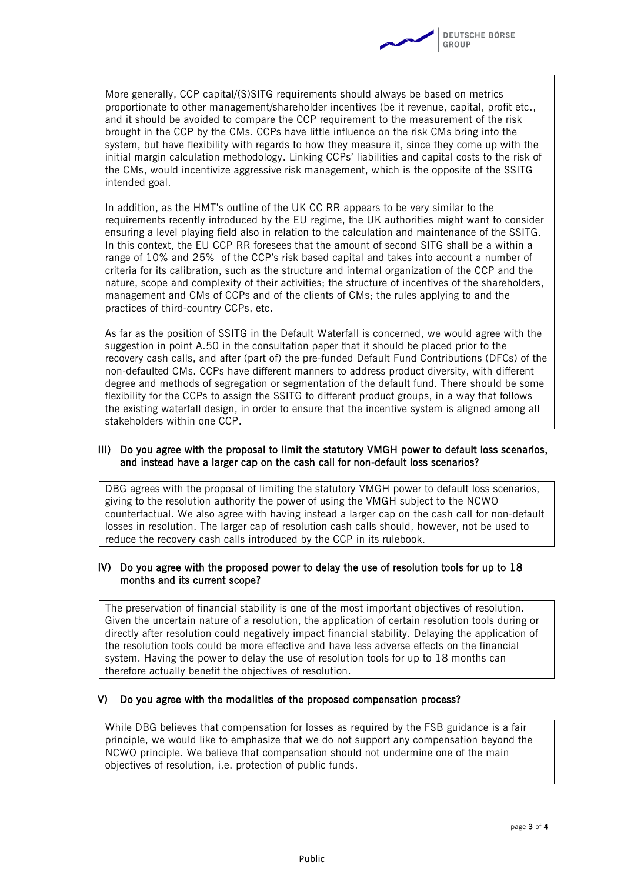More generally, CCP capital/(S)SITG requirements should always be based on metrics proportionate to other management/shareholder incentives (be it revenue, capital, profit etc., and it should be avoided to compare the CCP requirement to the measurement of the risk brought in the CCP by the CMs. CCPs have little influence on the risk CMs bring into the system, but have flexibility with regards to how they measure it, since they come up with the initial margin calculation methodology. Linking CCPs' liabilities and capital costs to the risk of the CMs, would incentivize aggressive risk management, which is the opposite of the SSITG intended goal.

In addition, as the HMT's outline of the UK CC RR appears to be very similar to the requirements recently introduced by the EU regime, the UK authorities might want to consider ensuring a level playing field also in relation to the calculation and maintenance of the SSITG. In this context, the EU CCP RR foresees that the amount of second SITG shall be a within a range of 10% and 25% of the CCP's risk based capital and takes into account a number of criteria for its calibration, such as the structure and internal organization of the CCP and the nature, scope and complexity of their activities; the structure of incentives of the shareholders, management and CMs of CCPs and of the clients of CMs; the rules applying to and the practices of third-country CCPs, etc.

As far as the position of SSITG in the Default Waterfall is concerned, we would agree with the suggestion in point A.50 in the consultation paper that it should be placed prior to the recovery cash calls, and after (part of) the pre-funded Default Fund Contributions (DFCs) of the non-defaulted CMs. CCPs have different manners to address product diversity, with different degree and methods of segregation or segmentation of the default fund. There should be some flexibility for the CCPs to assign the SSITG to different product groups, in a way that follows the existing waterfall design, in order to ensure that the incentive system is aligned among all stakeholders within one CCP.

### III) Do you agree with the proposal to limit the statutory VMGH power to default loss scenarios, and instead have a larger cap on the cash call for non-default loss scenarios?

DBG agrees with the proposal of limiting the statutory VMGH power to default loss scenarios, giving to the resolution authority the power of using the VMGH subject to the NCWO counterfactual. We also agree with having instead a larger cap on the cash call for non-default losses in resolution. The larger cap of resolution cash calls should, however, not be used to reduce the recovery cash calls introduced by the CCP in its rulebook.

### IV) Do you agree with the proposed power to delay the use of resolution tools for up to 18 months and its current scope?

The preservation of financial stability is one of the most important objectives of resolution. Given the uncertain nature of a resolution, the application of certain resolution tools during or directly after resolution could negatively impact financial stability. Delaying the application of the resolution tools could be more effective and have less adverse effects on the financial system. Having the power to delay the use of resolution tools for up to 18 months can therefore actually benefit the objectives of resolution.

### V) Do you agree with the modalities of the proposed compensation process?

While DBG believes that compensation for losses as required by the FSB guidance is a fair principle, we would like to emphasize that we do not support any compensation beyond the NCWO principle. We believe that compensation should not undermine one of the main objectives of resolution, i.e. protection of public funds.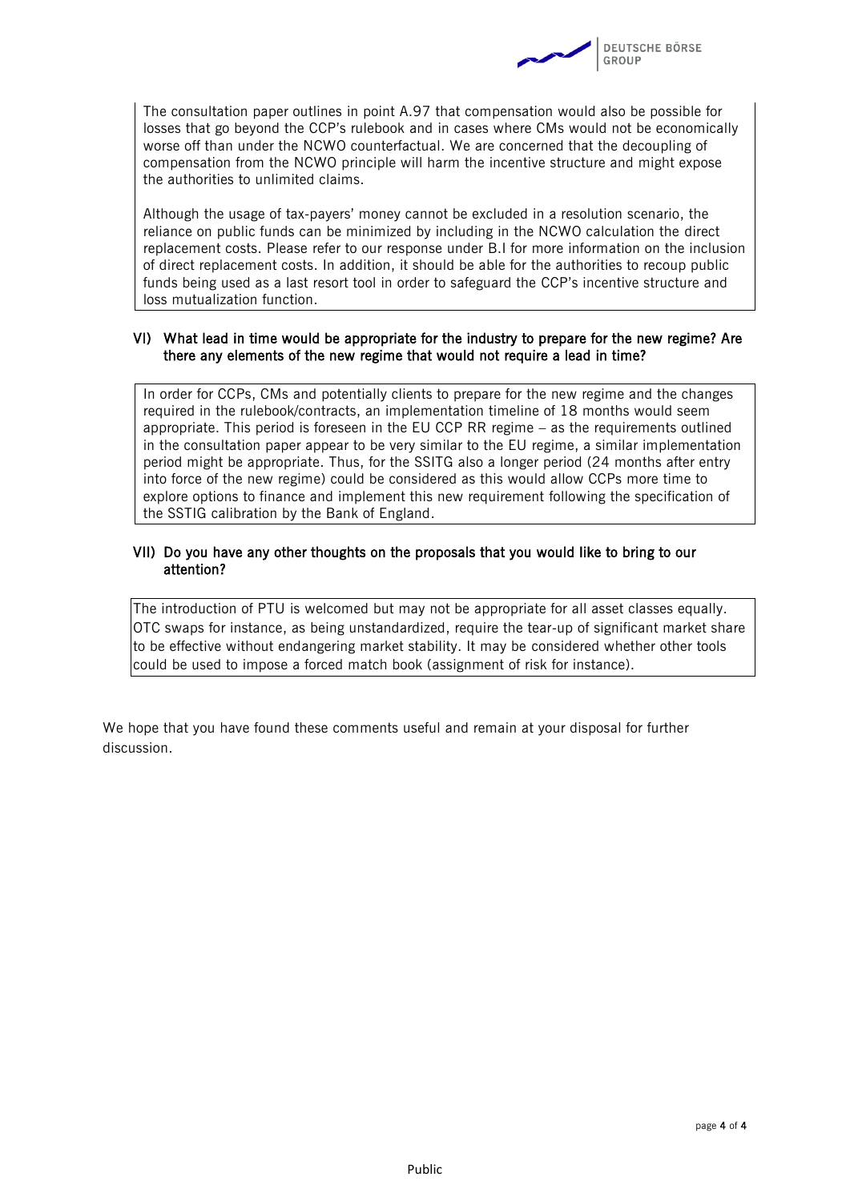The consultation paper outlines in point A.97 that compensation would also be possible for losses that go beyond the CCP's rulebook and in cases where CMs would not be economically worse off than under the NCWO counterfactual. We are concerned that the decoupling of compensation from the NCWO principle will harm the incentive structure and might expose the authorities to unlimited claims.

Although the usage of tax-payers' money cannot be excluded in a resolution scenario, the reliance on public funds can be minimized by including in the NCWO calculation the direct replacement costs. Please refer to our response under B.I for more information on the inclusion of direct replacement costs. In addition, it should be able for the authorities to recoup public funds being used as a last resort tool in order to safeguard the CCP's incentive structure and loss mutualization function.

**VI) What lead in time would be appropriate for the industry to prepare for the new regime? Are there any elements of the new regime that would not require a lead in time?**

In order for CCPs, CMs and potentially clients to prepare for the new regime and the changes required in the rulebook/contracts, an implementation timeline of 18 months would seem appropriate. This period is foreseen in the EU CCP RR regime – as the requirements outlined in the consultation paper appear to be very similar to the EU regime, a similar implementation period might be appropriate. Thus, for the SSITG also a longer period (24 months after entry into force of the new regime) could be considered as this would allow CCPs more time to explore options to finance and implement this new requirement following the specification of the SSTIG calibration by the Bank of England.

**VII) Do you have any other thoughts on the proposals that you would like to bring to our attention?**

The introduction of PTU is welcomed but may not be appropriate for all asset classes equally. OTC swaps for instance, as being unstandardized, require the tear-up of significant market share to be effective without endangering market stability. It may be considered whether other tools could be used to impose a forced match book (assignment of risk for instance).

We hope that you have found these comments useful and remain at your disposal for further discussion.